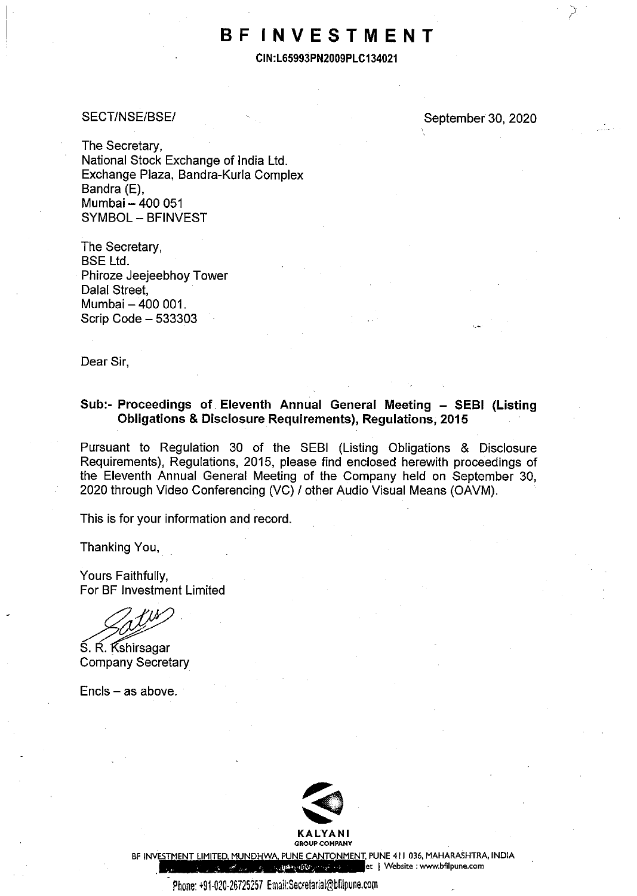# BF INVESTMENT

**CIN:L65993PN2009PLC134021**

SECT/NSE/BSE/

September 30, 2020

The Secretary,
National Stock Exchange of India Ltd.
Exchange Plaza, Bandra-Kurla Complex
Bandra (E),
Mumbai – 400 051
SYMBOL – BFINVEST

The Secretary,
BSE Ltd.
Phiroze Jeejeebhoy Tower
Dalal Street,
Mumbai – 400 001.
Scrip Code – 533303

Dear Sir,

**Sub:- Proceedings of Eleventh Annual General Meeting – SEBI (Listing Obligations & Disclosure Requirements), Regulations, 2015**

Pursuant to Regulation 30 of the SEBI (Listing Obligations & Disclosure Requirements), Regulations, 2015, please find enclosed herewith proceedings of the Eleventh Annual General Meeting of the Company held on September 30, 2020 through Video Conferencing (VC) / other Audio Visual Means (OAVM).

This is for your information and record.

Thanking You,

Yours Faithfully,
For BF Investment Limited

S. R. Kshirsagar
Company Secretary

Encls – as above.

KALYANI GROUP COMPANY

BF INVESTMENT LIMITED, MUNDHWA, PUNE CANTONMENT, PUNE 411 036, MAHARASHTRA, INDIA
Website : www.bfilpune.com

Phone: +91-020-26725257 Email:Secretarial@bfilpune.com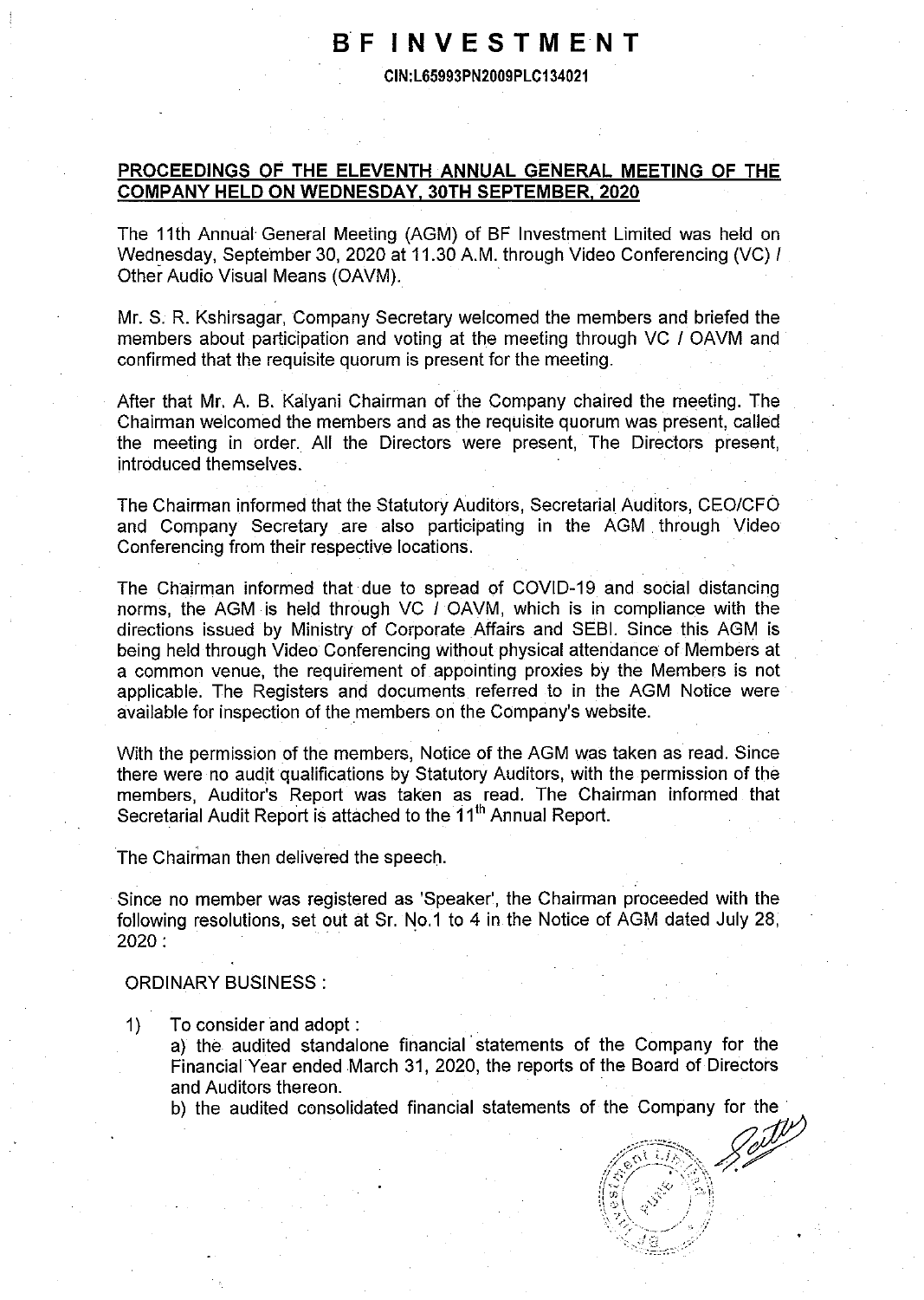# BF INVESTMENT

CIN:L65993PN2009PLC134021

## PROCEEDINGS OF THE ELEVENTH ANNUAL GENERAL MEETING OF THE COMPANY HELD ON WEDNESDAY, 30TH SEPTEMBER, 2020

The 11th Annual General Meeting (AGM) of BF Investment Limited was held on Wednesday, September 30, 2020 at 11.30 A.M. through Video Conferencing (VC) / Other Audio Visual Means (OAVM).

Mr. S. R. Kshirsagar, Company Secretary welcomed the members and briefed the members about participation and voting at the meeting through VC / OAVM and confirmed that the requisite quorum is present for the meeting.

After that Mr. A. B. Kalyani Chairman of the Company chaired the meeting. The Chairman welcomed the members and as the requisite quorum was present, called the meeting in order. All the Directors were present, The Directors present, introduced themselves.

The Chairman informed that the Statutory Auditors, Secretarial Auditors, CEO/CFO and Company Secretary are also participating in the AGM through Video Conferencing from their respective locations.

The Chairman informed that due to spread of COVID-19 and social distancing norms, the AGM is held through VC / OAVM, which is in compliance with the directions issued by Ministry of Corporate Affairs and SEBI. Since this AGM is being held through Video Conferencing without physical attendance of Members at a common venue, the requirement of appointing proxies by the Members is not applicable. The Registers and documents referred to in the AGM Notice were available for inspection of the members on the Company's website.

With the permission of the members, Notice of the AGM was taken as read. Since there were no audit qualifications by Statutory Auditors, with the permission of the members, Auditor's Report was taken as read. The Chairman informed that Secretarial Audit Report is attached to the 11th Annual Report.

The Chairman then delivered the speech.

Since no member was registered as 'Speaker', the Chairman proceeded with the following resolutions, set out at Sr. No.1 to 4 in the Notice of AGM dated July 28, 2020 :

ORDINARY BUSINESS :

1) To consider and adopt :

   a) the audited standalone financial statements of the Company for the Financial Year ended March 31, 2020, the reports of the Board of Directors and Auditors thereon.

   b) the audited consolidated financial statements of the Company for the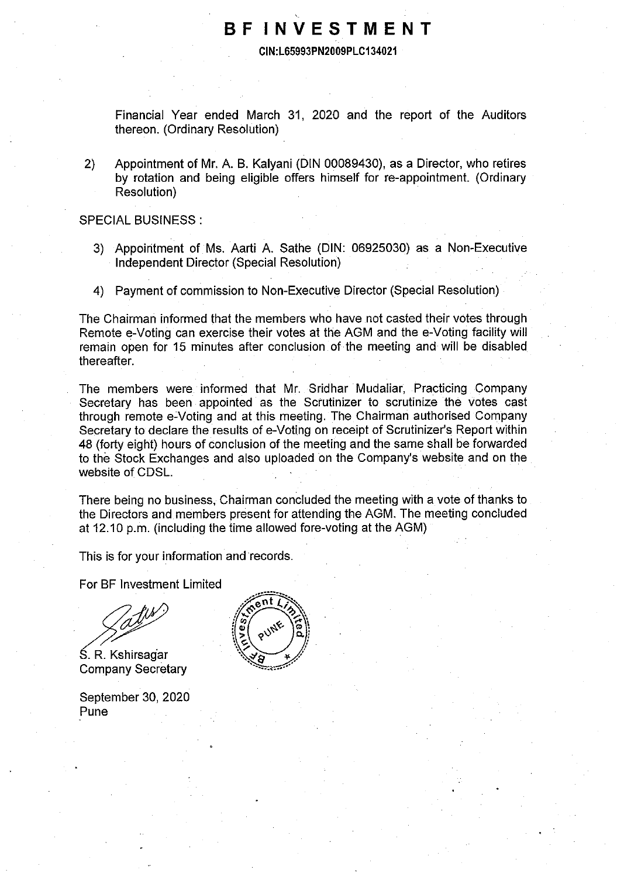# BF INVESTMENT

**CIN:L65993PN2009PLC134021**

Financial Year ended March 31, 2020 and the report of the Auditors thereon. (Ordinary Resolution)

2) Appointment of Mr. A. B. Kalyani (DIN 00089430), as a Director, who retires by rotation and being eligible offers himself for re-appointment. (Ordinary Resolution)

SPECIAL BUSINESS :

3) Appointment of Ms. Aarti A. Sathe (DIN: 06925030) as a Non-Executive Independent Director (Special Resolution)

4) Payment of commission to Non-Executive Director (Special Resolution)

The Chairman informed that the members who have not casted their votes through Remote e-Voting can exercise their votes at the AGM and the e-Voting facility will remain open for 15 minutes after conclusion of the meeting and will be disabled thereafter.

The members were informed that Mr. Sridhar Mudaliar, Practicing Company Secretary has been appointed as the Scrutinizer to scrutinize the votes cast through remote e-Voting and at this meeting. The Chairman authorised Company Secretary to declare the results of e-Voting on receipt of Scrutinizer's Report within 48 (forty eight) hours of conclusion of the meeting and the same shall be forwarded to the Stock Exchanges and also uploaded on the Company's website and on the website of CDSL.

There being no business, Chairman concluded the meeting with a vote of thanks to the Directors and members present for attending the AGM. The meeting concluded at 12.10 p.m. (including the time allowed fore-voting at the AGM)

This is for your information and records.

For BF Investment Limited

S. R. Kshirsagar
Company Secretary

September 30, 2020
Pune